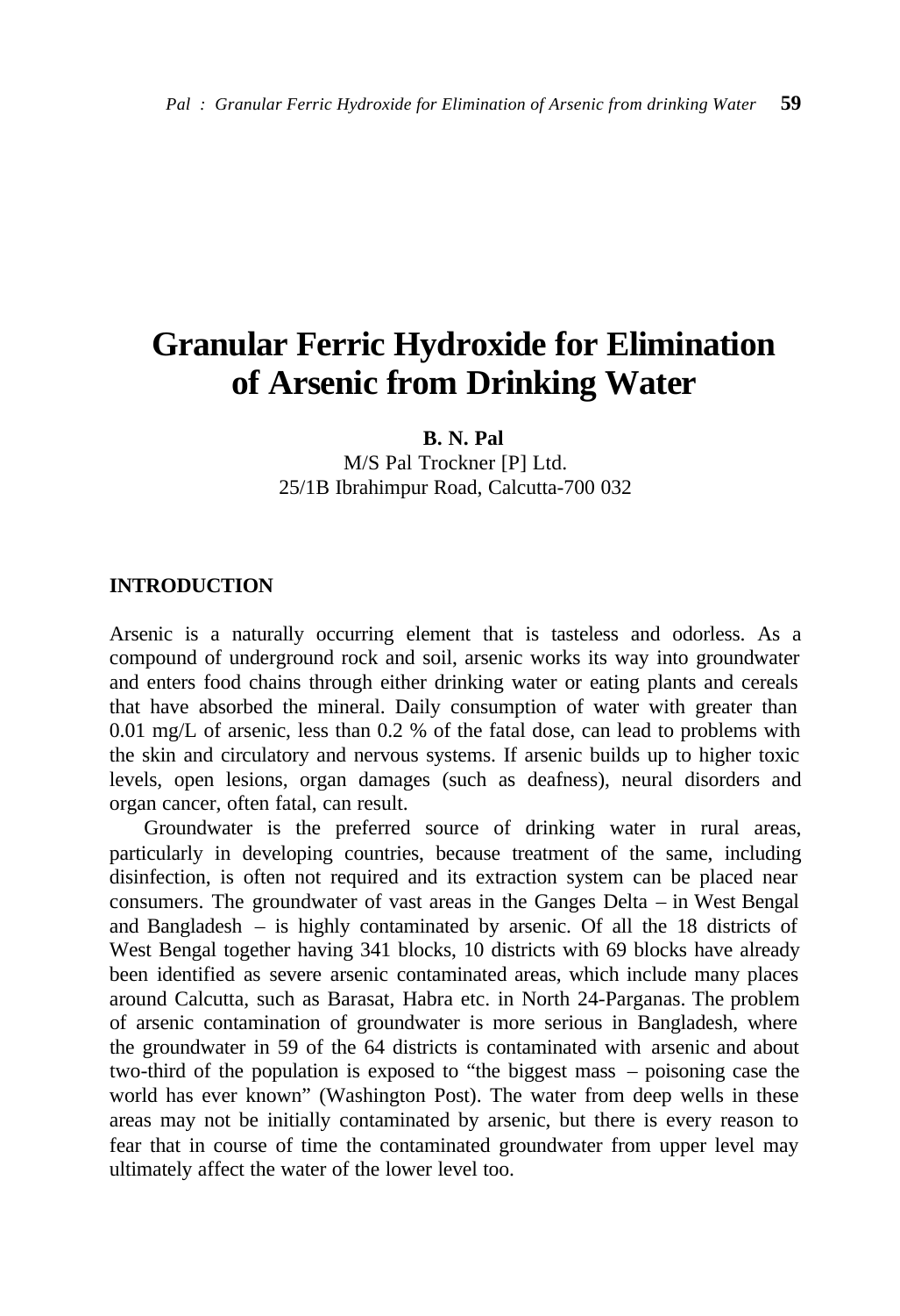# Granular Ferric Hydroxide for Elimination of Arsenic from Drinking Water

**B. N. Pal**

M/S Pal Trockner [P] Ltd.
25/1B Ibrahimpur Road, Calcutta-700 032

## INTRODUCTION

Arsenic is a naturally occurring element that is tasteless and odorless. As a compound of underground rock and soil, arsenic works its way into groundwater and enters food chains through either drinking water or eating plants and cereals that have absorbed the mineral. Daily consumption of water with greater than 0.01 mg/L of arsenic, less than 0.2 % of the fatal dose, can lead to problems with the skin and circulatory and nervous systems. If arsenic builds up to higher toxic levels, open lesions, organ damages (such as deafness), neural disorders and organ cancer, often fatal, can result.

Groundwater is the preferred source of drinking water in rural areas, particularly in developing countries, because treatment of the same, including disinfection, is often not required and its extraction system can be placed near consumers. The groundwater of vast areas in the Ganges Delta – in West Bengal and Bangladesh – is highly contaminated by arsenic. Of all the 18 districts of West Bengal together having 341 blocks, 10 districts with 69 blocks have already been identified as severe arsenic contaminated areas, which include many places around Calcutta, such as Barasat, Habra etc. in North 24-Parganas. The problem of arsenic contamination of groundwater is more serious in Bangladesh, where the groundwater in 59 of the 64 districts is contaminated with arsenic and about two-third of the population is exposed to "the biggest mass – poisoning case the world has ever known" (Washington Post). The water from deep wells in these areas may not be initially contaminated by arsenic, but there is every reason to fear that in course of time the contaminated groundwater from upper level may ultimately affect the water of the lower level too.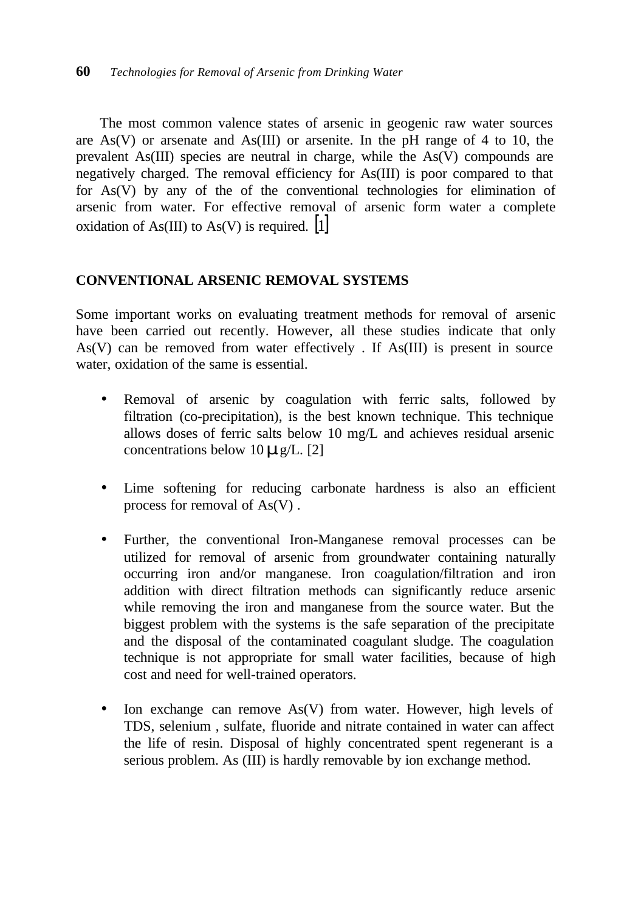The most common valence states of arsenic in geogenic raw water sources are As(V) or arsenate and As(III) or arsenite. In the pH range of 4 to 10, the prevalent As(III) species are neutral in charge, while the As(V) compounds are negatively charged. The removal efficiency for As(III) is poor compared to that for As(V) by any of the of the conventional technologies for elimination of arsenic from water. For effective removal of arsenic form water a complete oxidation of As(III) to As(V) is required. [1]

## CONVENTIONAL ARSENIC REMOVAL SYSTEMS

Some important works on evaluating treatment methods for removal of arsenic have been carried out recently. However, all these studies indicate that only As(V) can be removed from water effectively . If As(III) is present in source water, oxidation of the same is essential.

- Removal of arsenic by coagulation with ferric salts, followed by filtration (co-precipitation), is the best known technique. This technique allows doses of ferric salts below 10 mg/L and achieves residual arsenic concentrations below 10 $\mu$g/L. [2]

- Lime softening for reducing carbonate hardness is also an efficient process for removal of As(V) .

- Further, the conventional Iron-Manganese removal processes can be utilized for removal of arsenic from groundwater containing naturally occurring iron and/or manganese. Iron coagulation/filtration and iron addition with direct filtration methods can significantly reduce arsenic while removing the iron and manganese from the source water. But the biggest problem with the systems is the safe separation of the precipitate and the disposal of the contaminated coagulant sludge. The coagulation technique is not appropriate for small water facilities, because of high cost and need for well-trained operators.

- Ion exchange can remove As(V) from water. However, high levels of TDS, selenium , sulfate, fluoride and nitrate contained in water can affect the life of resin. Disposal of highly concentrated spent regenerant is a serious problem. As (III) is hardly removable by ion exchange method.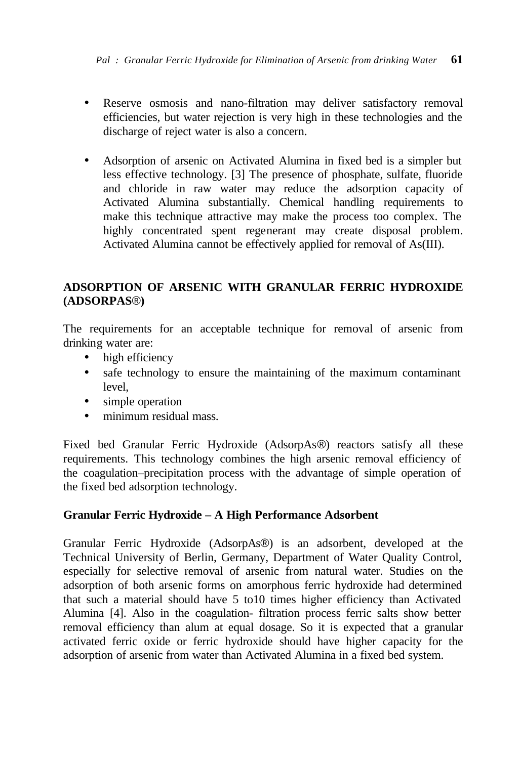- Reserve osmosis and nano-filtration may deliver satisfactory removal efficiencies, but water rejection is very high in these technologies and the discharge of reject water is also a concern.

- Adsorption of arsenic on Activated Alumina in fixed bed is a simpler but less effective technology. [3] The presence of phosphate, sulfate, fluoride and chloride in raw water may reduce the adsorption capacity of Activated Alumina substantially. Chemical handling requirements to make this technique attractive may make the process too complex. The highly concentrated spent regenerant may create disposal problem. Activated Alumina cannot be effectively applied for removal of As(III).

## ADSORPTION OF ARSENIC WITH GRANULAR FERRIC HYDROXIDE (ADSORPAS®)

The requirements for an acceptable technique for removal of arsenic from drinking water are:

- high efficiency
- safe technology to ensure the maintaining of the maximum contaminant level,
- simple operation
- minimum residual mass.

Fixed bed Granular Ferric Hydroxide (AdsorpAs®) reactors satisfy all these requirements. This technology combines the high arsenic removal efficiency of the coagulation–precipitation process with the advantage of simple operation of the fixed bed adsorption technology.

### Granular Ferric Hydroxide – A High Performance Adsorbent

Granular Ferric Hydroxide (AdsorpAs®) is an adsorbent, developed at the Technical University of Berlin, Germany, Department of Water Quality Control, especially for selective removal of arsenic from natural water. Studies on the adsorption of both arsenic forms on amorphous ferric hydroxide had determined that such a material should have 5 to10 times higher efficiency than Activated Alumina [4]. Also in the coagulation- filtration process ferric salts show better removal efficiency than alum at equal dosage. So it is expected that a granular activated ferric oxide or ferric hydroxide should have higher capacity for the adsorption of arsenic from water than Activated Alumina in a fixed bed system.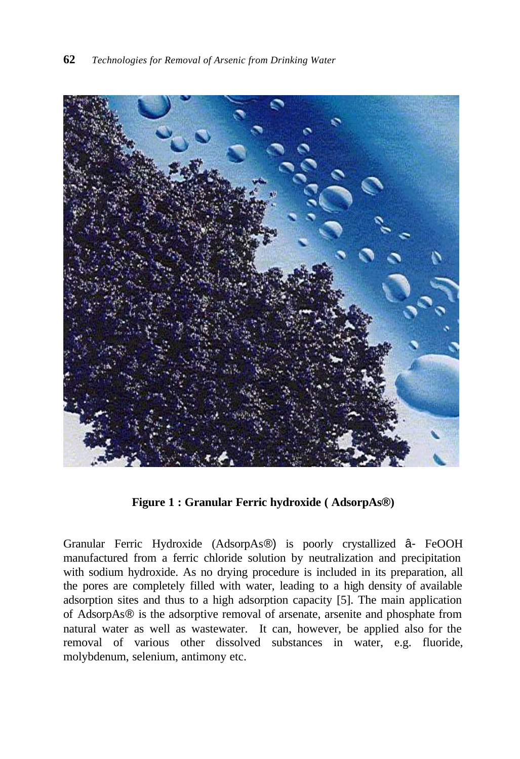**Figure 1 : Granular Ferric hydroxide ( AdsorpAs®)**

Granular Ferric Hydroxide (AdsorpAs®) is poorly crystallized â- FeOOH manufactured from a ferric chloride solution by neutralization and precipitation with sodium hydroxide. As no drying procedure is included in its preparation, all the pores are completely filled with water, leading to a high density of available adsorption sites and thus to a high adsorption capacity [5]. The main application of AdsorpAs® is the adsorptive removal of arsenate, arsenite and phosphate from natural water as well as wastewater. It can, however, be applied also for the removal of various other dissolved substances in water, e.g. fluoride, molybdenum, selenium, antimony etc.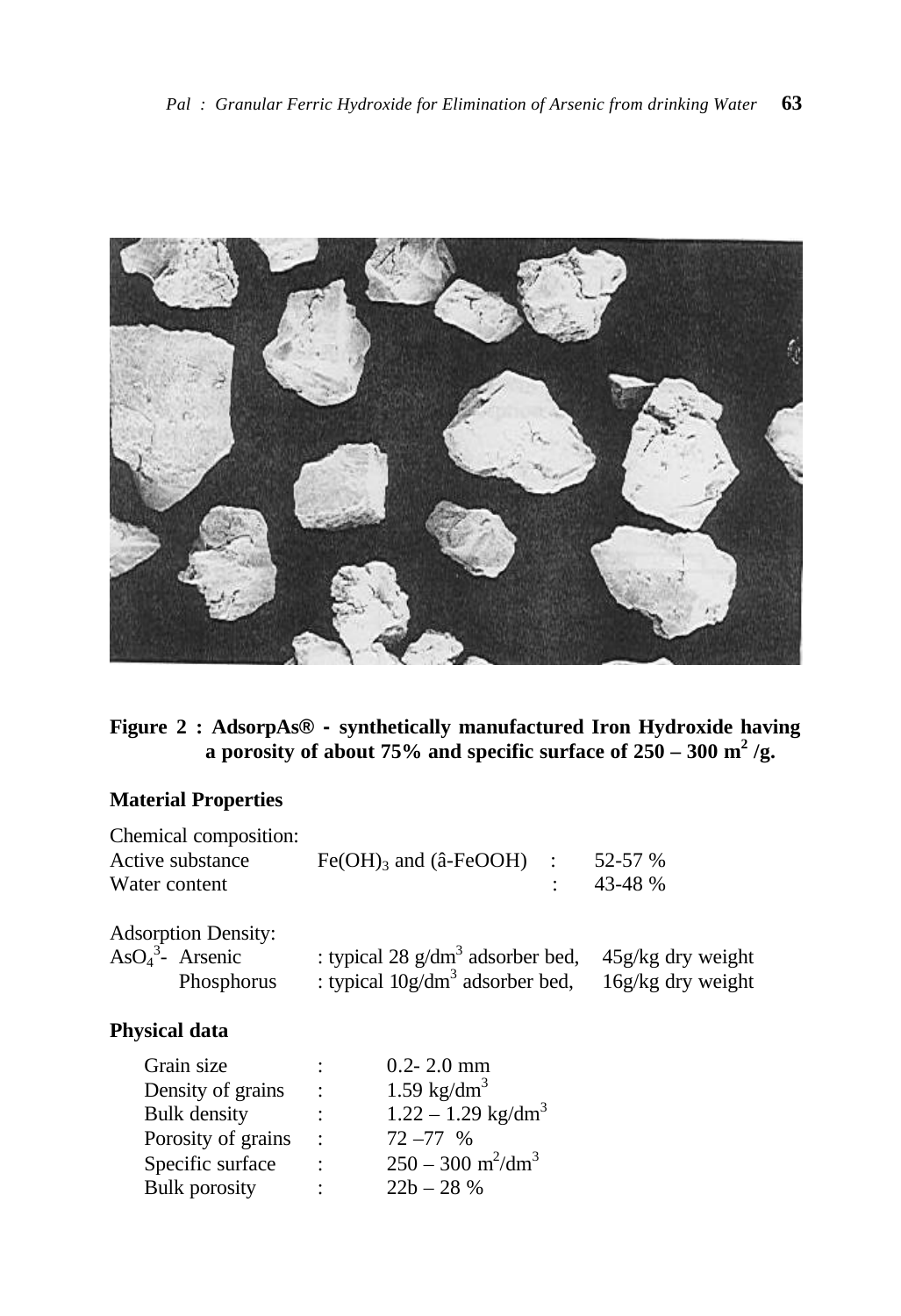**Figure 2 : AdsorpAs® - synthetically manufactured Iron Hydroxide having a porosity of about 75% and specific surface of 250 – 300 $m^2$ /g.**

### Material Properties

Chemical composition:

| | | | |
|---|---|---|---|
| Active substance | $Fe(OH)_3$ and (â-FeOOH) | : | 52-57 % |
| Water content | | : | 43-48 % |

Adsorption Density:

| | | |
|---|---|---|
| $AsO_4^{3-}$ Arsenic | : typical 28 g/$dm^3$ adsorber bed, | 45g/kg dry weight |
| Phosphorus | : typical 10g/$dm^3$ adsorber bed, | 16g/kg dry weight |

### Physical data

| | | |
|---|---|---|
| Grain size | : | 0.2- 2.0 mm |
| Density of grains | : | 1.59 kg/$dm^3$ |
| Bulk density | : | 1.22 – 1.29 kg/$dm^3$ |
| Porosity of grains | : | 72 –77 % |
| Specific surface | : | 250 – 300 $m^2/dm^3$ |
| Bulk porosity | : | 22b – 28 % |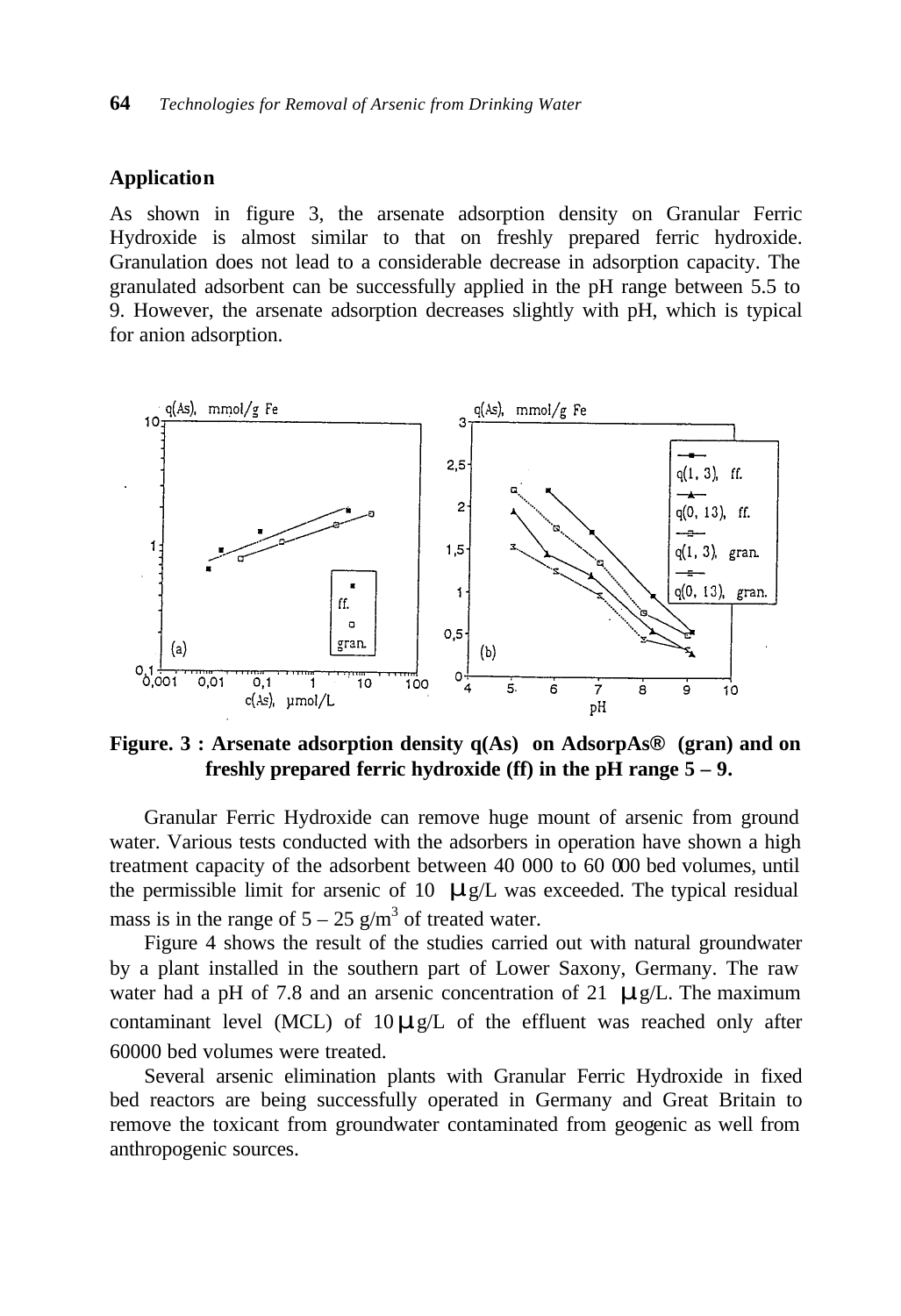## Application

As shown in figure 3, the arsenate adsorption density on Granular Ferric Hydroxide is almost similar to that on freshly prepared ferric hydroxide. Granulation does not lead to a considerable decrease in adsorption capacity. The granulated adsorbent can be successfully applied in the pH range between 5.5 to 9. However, the arsenate adsorption decreases slightly with pH, which is typical for anion adsorption.

**Figure. 3 : Arsenate adsorption density q(As) on AdsorpAs® (gran) and on freshly prepared ferric hydroxide (ff) in the pH range 5 – 9.**

Granular Ferric Hydroxide can remove huge mount of arsenic from ground water. Various tests conducted with the adsorbers in operation have shown a high treatment capacity of the adsorbent between 40 000 to 60 000 bed volumes, until the permissible limit for arsenic of 10 μg/L was exceeded. The typical residual mass is in the range of 5 – 25 g/m$^3$ of treated water.

Figure 4 shows the result of the studies carried out with natural groundwater by a plant installed in the southern part of Lower Saxony, Germany. The raw water had a pH of 7.8 and an arsenic concentration of 21 μg/L. The maximum contaminant level (MCL) of 10 μg/L of the effluent was reached only after 60000 bed volumes were treated.

Several arsenic elimination plants with Granular Ferric Hydroxide in fixed bed reactors are being successfully operated in Germany and Great Britain to remove the toxicant from groundwater contaminated from geogenic as well from anthropogenic sources.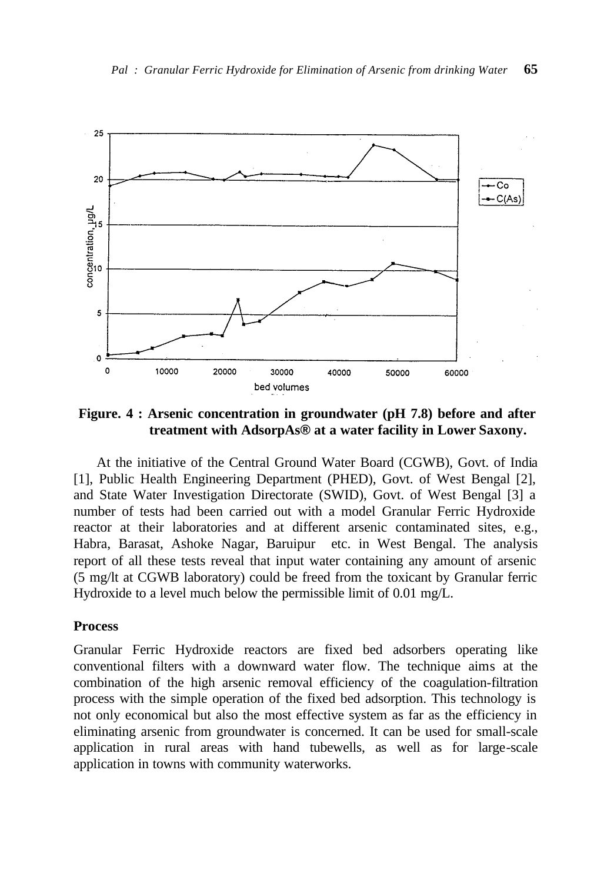**Figure. 4 : Arsenic concentration in groundwater (pH 7.8) before and after treatment with AdsorpAs® at a water facility in Lower Saxony.**

At the initiative of the Central Ground Water Board (CGWB), Govt. of India [1], Public Health Engineering Department (PHED), Govt. of West Bengal [2], and State Water Investigation Directorate (SWID), Govt. of West Bengal [3] a number of tests had been carried out with a model Granular Ferric Hydroxide reactor at their laboratories and at different arsenic contaminated sites, e.g., Habra, Barasat, Ashoke Nagar, Baruipur etc. in West Bengal. The analysis report of all these tests reveal that input water containing any amount of arsenic (5 mg/lt at CGWB laboratory) could be freed from the toxicant by Granular ferric Hydroxide to a level much below the permissible limit of 0.01 mg/L.

## Process

Granular Ferric Hydroxide reactors are fixed bed adsorbers operating like conventional filters with a downward water flow. The technique aims at the combination of the high arsenic removal efficiency of the coagulation-filtration process with the simple operation of the fixed bed adsorption. This technology is not only economical but also the most effective system as far as the efficiency in eliminating arsenic from groundwater is concerned. It can be used for small-scale application in rural areas with hand tubewells, as well as for large-scale application in towns with community waterworks.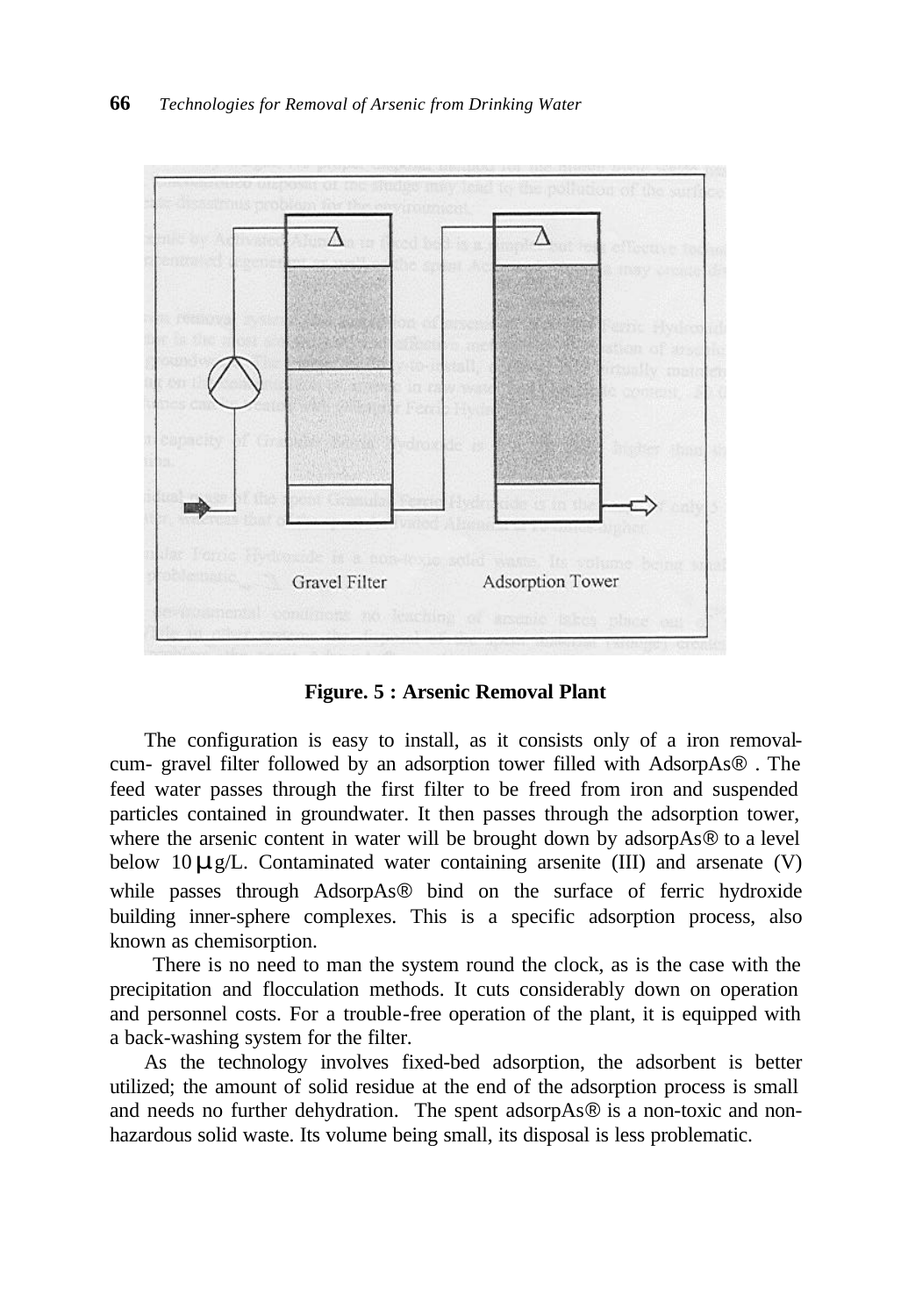**Figure. 5 : Arsenic Removal Plant**

The configuration is easy to install, as it consists only of a iron removal-cum- gravel filter followed by an adsorption tower filled with AdsorpAs® . The feed water passes through the first filter to be freed from iron and suspended particles contained in groundwater. It then passes through the adsorption tower, where the arsenic content in water will be brought down by adsorpAs® to a level below 10 $\mu$g/L. Contaminated water containing arsenite (III) and arsenate (V) while passes through AdsorpAs® bind on the surface of ferric hydroxide building inner-sphere complexes. This is a specific adsorption process, also known as chemisorption.

There is no need to man the system round the clock, as is the case with the precipitation and flocculation methods. It cuts considerably down on operation and personnel costs. For a trouble-free operation of the plant, it is equipped with a back-washing system for the filter.

As the technology involves fixed-bed adsorption, the adsorbent is better utilized; the amount of solid residue at the end of the adsorption process is small and needs no further dehydration. The spent adsorpAs® is a non-toxic and non-hazardous solid waste. Its volume being small, its disposal is less problematic.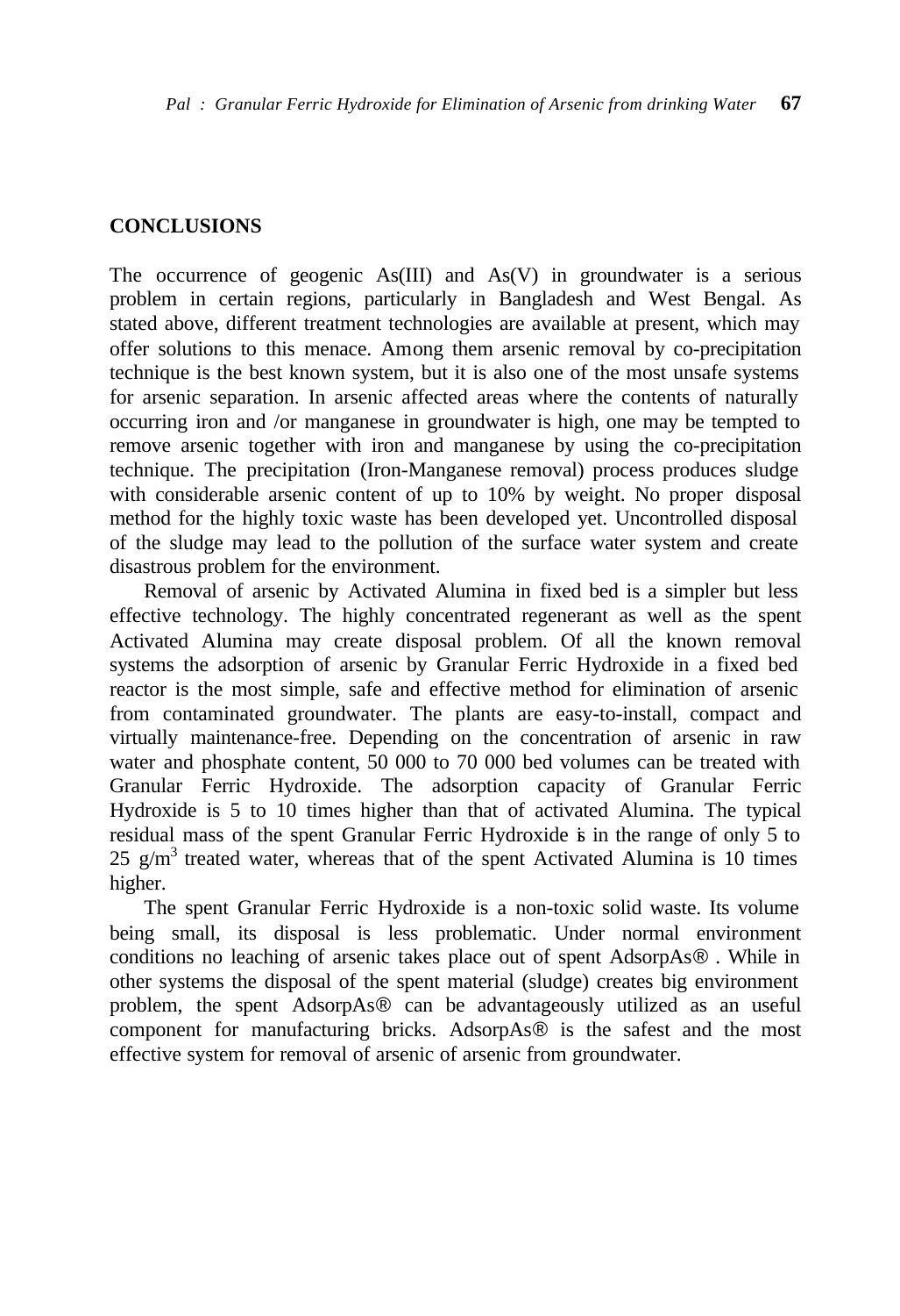## CONCLUSIONS

The occurrence of geogenic As(III) and As(V) in groundwater is a serious problem in certain regions, particularly in Bangladesh and West Bengal. As stated above, different treatment technologies are available at present, which may offer solutions to this menace. Among them arsenic removal by co-precipitation technique is the best known system, but it is also one of the most unsafe systems for arsenic separation. In arsenic affected areas where the contents of naturally occurring iron and /or manganese in groundwater is high, one may be tempted to remove arsenic together with iron and manganese by using the co-precipitation technique. The precipitation (Iron-Manganese removal) process produces sludge with considerable arsenic content of up to 10% by weight. No proper disposal method for the highly toxic waste has been developed yet. Uncontrolled disposal of the sludge may lead to the pollution of the surface water system and create disastrous problem for the environment.

Removal of arsenic by Activated Alumina in fixed bed is a simpler but less effective technology. The highly concentrated regenerant as well as the spent Activated Alumina may create disposal problem. Of all the known removal systems the adsorption of arsenic by Granular Ferric Hydroxide in a fixed bed reactor is the most simple, safe and effective method for elimination of arsenic from contaminated groundwater. The plants are easy-to-install, compact and virtually maintenance-free. Depending on the concentration of arsenic in raw water and phosphate content, 50 000 to 70 000 bed volumes can be treated with Granular Ferric Hydroxide. The adsorption capacity of Granular Ferric Hydroxide is 5 to 10 times higher than that of activated Alumina. The typical residual mass of the spent Granular Ferric Hydroxide is in the range of only 5 to 25 $g/m^3$ treated water, whereas that of the spent Activated Alumina is 10 times higher.

The spent Granular Ferric Hydroxide is a non-toxic solid waste. Its volume being small, its disposal is less problematic. Under normal environment conditions no leaching of arsenic takes place out of spent AdsorpAs® . While in other systems the disposal of the spent material (sludge) creates big environment problem, the spent AdsorpAs® can be advantageously utilized as an useful component for manufacturing bricks. AdsorpAs® is the safest and the most effective system for removal of arsenic of arsenic from groundwater.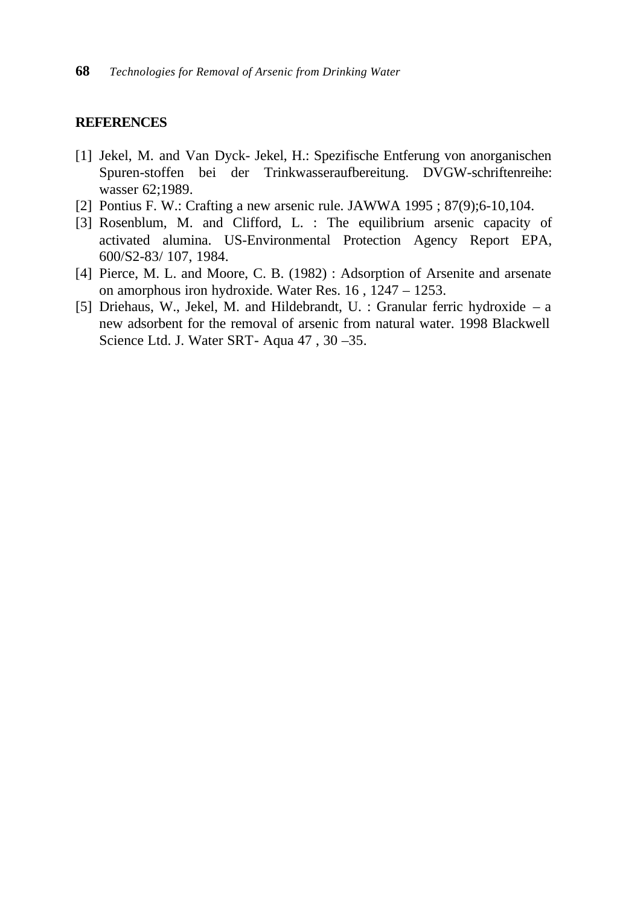## REFERENCES

[1] Jekel, M. and Van Dyck- Jekel, H.: Spezifische Entferung von anorganischen Spuren-stoffen bei der Trinkwasseraufbereitung. DVGW-schriftenreihe: wasser 62;1989.

[2] Pontius F. W.: Crafting a new arsenic rule. JAWWA 1995 ; 87(9);6-10,104.

[3] Rosenblum, M. and Clifford, L. : The equilibrium arsenic capacity of activated alumina. US-Environmental Protection Agency Report EPA, 600/S2-83/ 107, 1984.

[4] Pierce, M. L. and Moore, C. B. (1982) : Adsorption of Arsenite and arsenate on amorphous iron hydroxide. Water Res. 16 , 1247 – 1253.

[5] Driehaus, W., Jekel, M. and Hildebrandt, U. : Granular ferric hydroxide – a new adsorbent for the removal of arsenic from natural water. 1998 Blackwell Science Ltd. J. Water SRT- Aqua 47 , 30 –35.